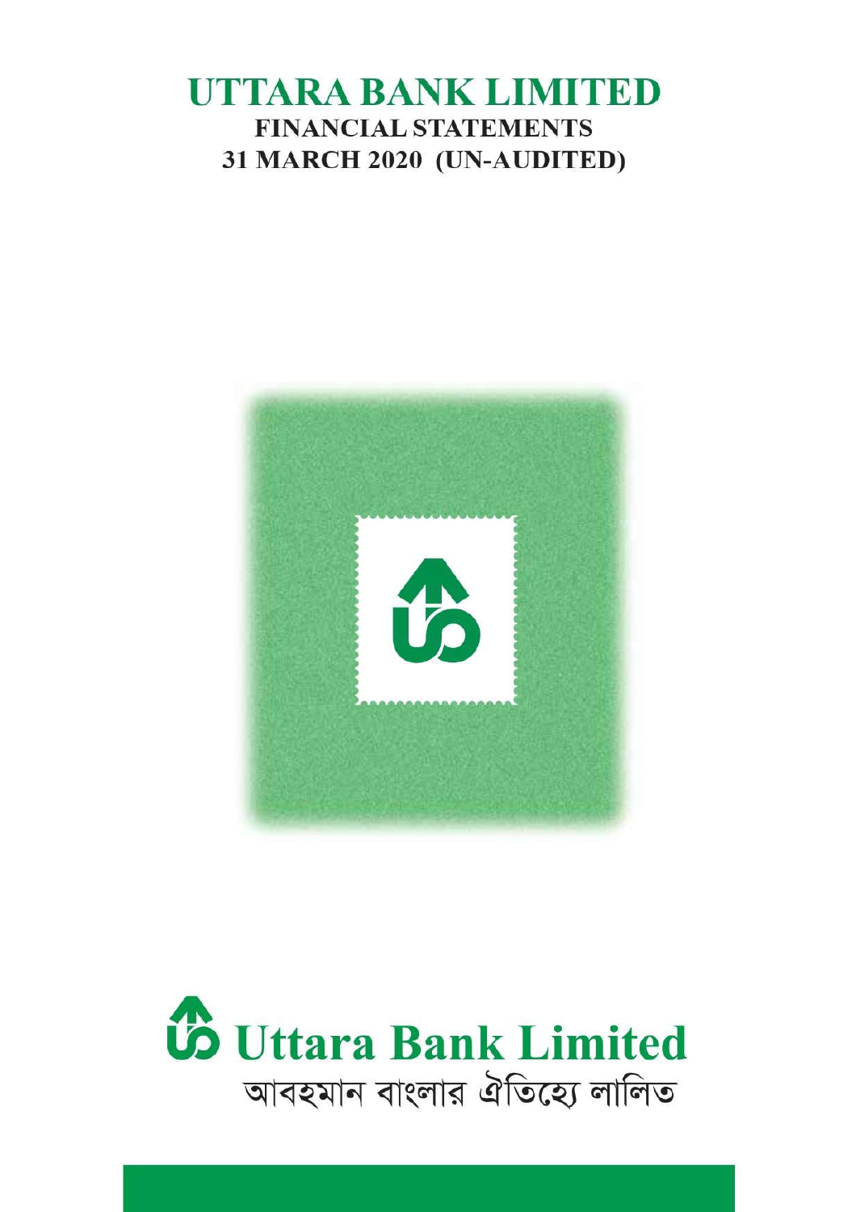# UTTARA BANK LIMITED

## FINANCIAL STATEMENTS

## 31 MARCH 2020 (UN-AUDITED)

**Uttara Bank Limited**

আবহমান বাংলার ঐতিহ্যে লালিত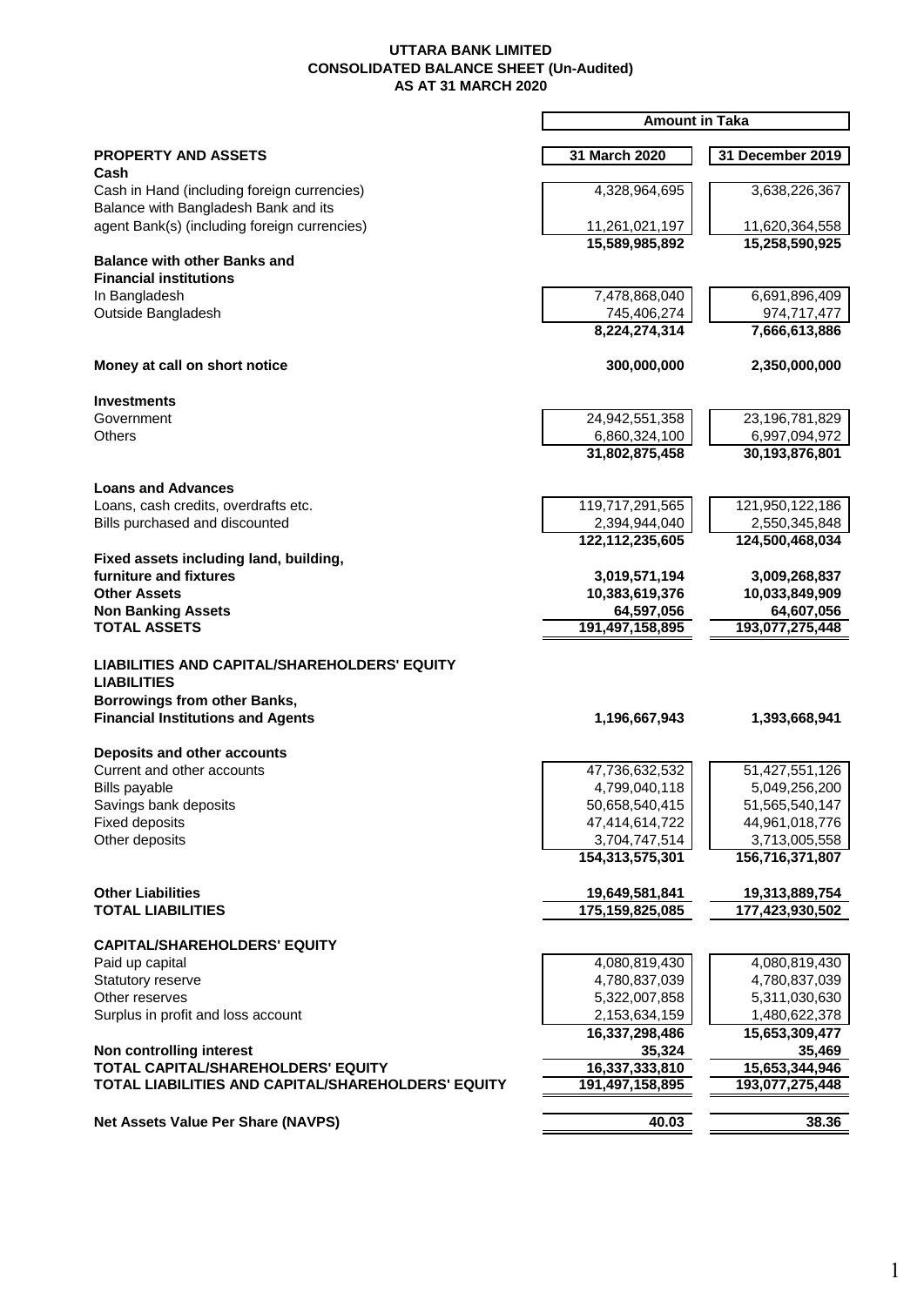# UTTARA BANK LIMITED
## CONSOLIDATED BALANCE SHEET (Un-Audited)
## AS AT 31 MARCH 2020

| | Amount in Taka | |
|---|---|---|
| **PROPERTY AND ASSETS** | **31 March 2020** | **31 December 2019** |
| **Cash** | | |
| Cash in Hand (including foreign currencies) | 4,328,964,695 | 3,638,226,367 |
| Balance with Bangladesh Bank and its agent Bank(s) (including foreign currencies) | 11,261,021,197 | 11,620,364,558 |
| | **15,589,985,892** | **15,258,590,925** |
| **Balance with other Banks and Financial institutions** | | |
| In Bangladesh | 7,478,868,040 | 6,691,896,409 |
| Outside Bangladesh | 745,406,274 | 974,717,477 |
| | **8,224,274,314** | **7,666,613,886** |
| **Money at call on short notice** | **300,000,000** | **2,350,000,000** |
| **Investments** | | |
| Government | 24,942,551,358 | 23,196,781,829 |
| Others | 6,860,324,100 | 6,997,094,972 |
| | **31,802,875,458** | **30,193,876,801** |
| **Loans and Advances** | | |
| Loans, cash credits, overdrafts etc. | 119,717,291,565 | 121,950,122,186 |
| Bills purchased and discounted | 2,394,944,040 | 2,550,345,848 |
| | **122,112,235,605** | **124,500,468,034** |
| **Fixed assets including land, building, furniture and fixtures** | **3,019,571,194** | **3,009,268,837** |
| **Other Assets** | **10,383,619,376** | **10,033,849,909** |
| **Non Banking Assets** | **64,597,056** | **64,607,056** |
| **TOTAL ASSETS** | **191,497,158,895** | **193,077,275,448** |
| **LIABILITIES AND CAPITAL/SHAREHOLDERS' EQUITY** | | |
| **LIABILITIES** | | |
| **Borrowings from other Banks, Financial Institutions and Agents** | **1,196,667,943** | **1,393,668,941** |
| **Deposits and other accounts** | | |
| Current and other accounts | 47,736,632,532 | 51,427,551,126 |
| Bills payable | 4,799,040,118 | 5,049,256,200 |
| Savings bank deposits | 50,658,540,415 | 51,565,540,147 |
| Fixed deposits | 47,414,614,722 | 44,961,018,776 |
| Other deposits | 3,704,747,514 | 3,713,005,558 |
| | **154,313,575,301** | **156,716,371,807** |
| **Other Liabilities** | **19,649,581,841** | **19,313,889,754** |
| **TOTAL LIABILITIES** | **175,159,825,085** | **177,423,930,502** |
| **CAPITAL/SHAREHOLDERS' EQUITY** | | |
| Paid up capital | 4,080,819,430 | 4,080,819,430 |
| Statutory reserve | 4,780,837,039 | 4,780,837,039 |
| Other reserves | 5,322,007,858 | 5,311,030,630 |
| Surplus in profit and loss account | 2,153,634,159 | 1,480,622,378 |
| | **16,337,298,486** | **15,653,309,477** |
| **Non controlling interest** | **35,324** | **35,469** |
| **TOTAL CAPITAL/SHAREHOLDERS' EQUITY** | **16,337,333,810** | **15,653,344,946** |
| **TOTAL LIABILITIES AND CAPITAL/SHAREHOLDERS' EQUITY** | **191,497,158,895** | **193,077,275,448** |
| **Net Assets Value Per Share (NAVPS)** | **40.03** | **38.36** |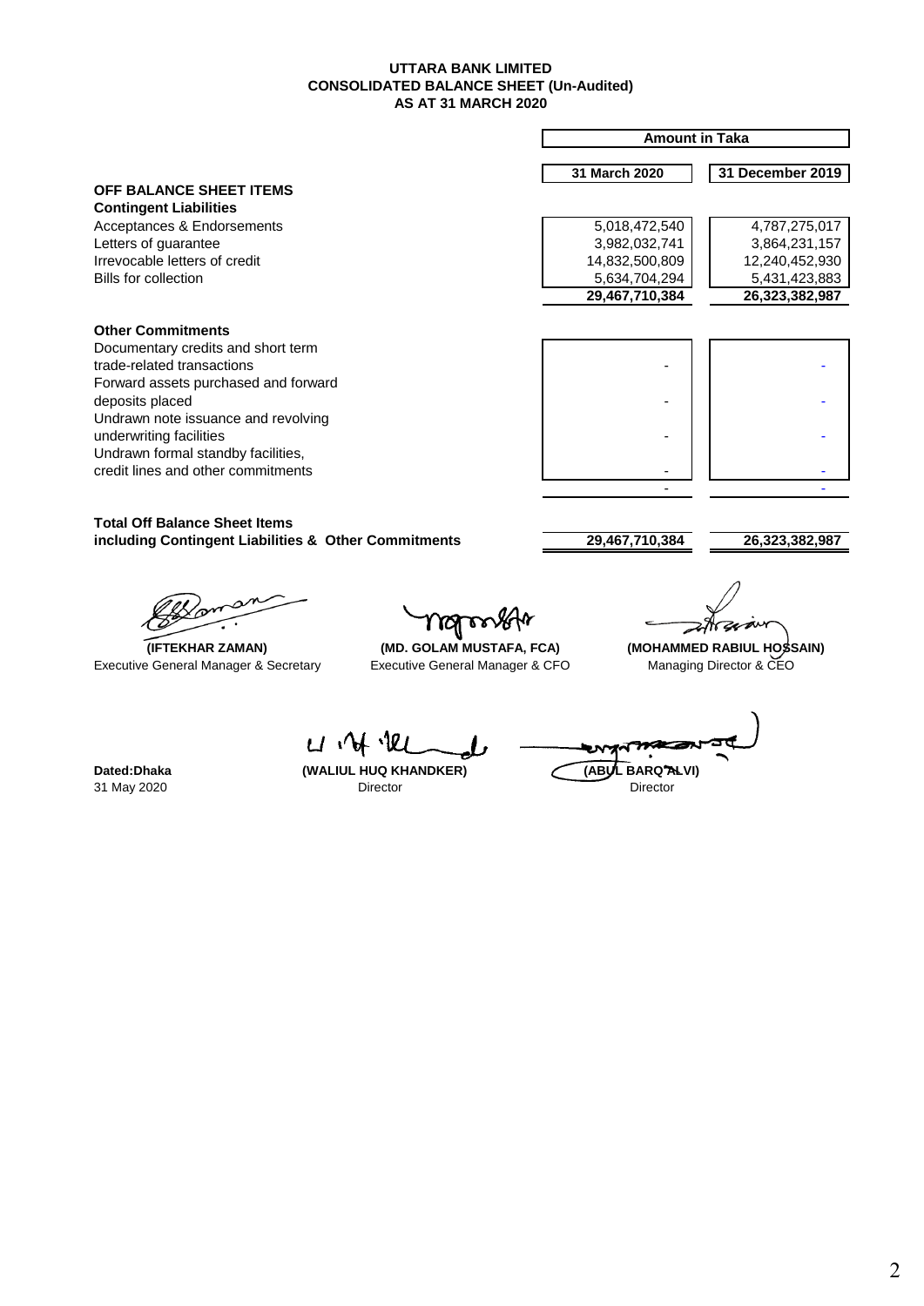# UTTARA BANK LIMITED
## CONSOLIDATED BALANCE SHEET (Un-Audited)
## AS AT 31 MARCH 2020

| | Amount in Taka | |
|---|---|---|
| | **31 March 2020** | **31 December 2019** |
| **OFF BALANCE SHEET ITEMS** | | |
| **Contingent Liabilities** | | |
| Acceptances & Endorsements | 5,018,472,540 | 4,787,275,017 |
| Letters of guarantee | 3,982,032,741 | 3,864,231,157 |
| Irrevocable letters of credit | 14,832,500,809 | 12,240,452,930 |
| Bills for collection | 5,634,704,294 | 5,431,423,883 |
| | **29,467,710,384** | **26,323,382,987** |
| **Other Commitments** | | |
| Documentary credits and short term trade-related transactions | - | - |
| Forward assets purchased and forward deposits placed | - | - |
| Undrawn note issuance and revolving underwriting facilities | - | - |
| Undrawn formal standby facilities, credit lines and other commitments | - | - |
| | - | - |
| **Total Off Balance Sheet Items including Contingent Liabilities & Other Commitments** | **29,467,710,384** | **26,323,382,987** |

| **(IFTEKHAR ZAMAN)** | **(MD. GOLAM MUSTAFA, FCA)** | **(MOHAMMED RABIUL HOSSAIN)** |
|---|---|---|
| Executive General Manager & Secretary | Executive General Manager & CFO | Managing Director & CEO |

| | | |
|---|---|---|
| **Dated:Dhaka** | **(WALIUL HUQ KHANDKER)** | **(ABUL BARQ ALVI)** |
| 31 May 2020 | Director | Director |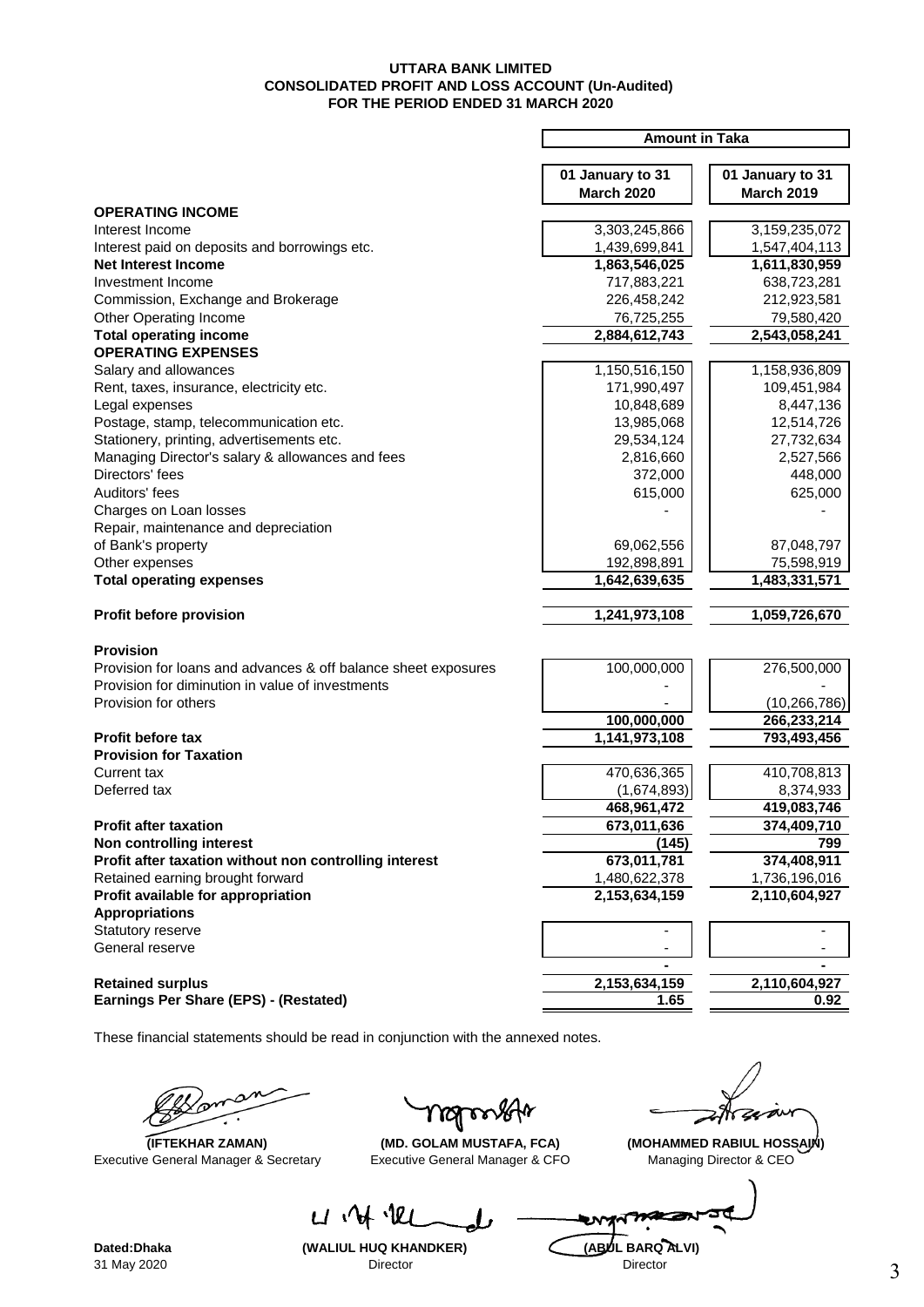**UTTARA BANK LIMITED**
**CONSOLIDATED PROFIT AND LOSS ACCOUNT (Un-Audited)**
**FOR THE PERIOD ENDED 31 MARCH 2020**

| | Amount in Taka | |
|---|---|---|
| | **01 January to 31 March 2020** | **01 January to 31 March 2019** |
| **OPERATING INCOME** | | |
| Interest Income | 3,303,245,866 | 3,159,235,072 |
| Interest paid on deposits and borrowings etc. | 1,439,699,841 | 1,547,404,113 |
| **Net Interest Income** | **1,863,546,025** | **1,611,830,959** |
| Investment Income | 717,883,221 | 638,723,281 |
| Commission, Exchange and Brokerage | 226,458,242 | 212,923,581 |
| Other Operating Income | 76,725,255 | 79,580,420 |
| **Total operating income** | **2,884,612,743** | **2,543,058,241** |
| **OPERATING EXPENSES** | | |
| Salary and allowances | 1,150,516,150 | 1,158,936,809 |
| Rent, taxes, insurance, electricity etc. | 171,990,497 | 109,451,984 |
| Legal expenses | 10,848,689 | 8,447,136 |
| Postage, stamp, telecommunication etc. | 13,985,068 | 12,514,726 |
| Stationery, printing, advertisements etc. | 29,534,124 | 27,732,634 |
| Managing Director's salary & allowances and fees | 2,816,660 | 2,527,566 |
| Directors' fees | 372,000 | 448,000 |
| Auditors' fees | 615,000 | 625,000 |
| Charges on Loan losses | - | - |
| Repair, maintenance and depreciation of Bank's property | 69,062,556 | 87,048,797 |
| Other expenses | 192,898,891 | 75,598,919 |
| **Total operating expenses** | **1,642,639,635** | **1,483,331,571** |
| **Profit before provision** | **1,241,973,108** | **1,059,726,670** |
| **Provision** | | |
| Provision for loans and advances & off balance sheet exposures | 100,000,000 | 276,500,000 |
| Provision for diminution in value of investments | - | - |
| Provision for others | - | (10,266,786) |
| | **100,000,000** | **266,233,214** |
| **Profit before tax** | **1,141,973,108** | **793,493,456** |
| **Provision for Taxation** | | |
| Current tax | 470,636,365 | 410,708,813 |
| Deferred tax | (1,674,893) | 8,374,933 |
| | **468,961,472** | **419,083,746** |
| **Profit after taxation** | **673,011,636** | **374,409,710** |
| **Non controlling interest** | **(145)** | **799** |
| **Profit after taxation without non controlling interest** | **673,011,781** | **374,408,911** |
| Retained earning brought forward | 1,480,622,378 | 1,736,196,016 |
| **Profit available for appropriation** | **2,153,634,159** | **2,110,604,927** |
| **Appropriations** | | |
| Statutory reserve | - | - |
| General reserve | - | - |
| | **-** | **-** |
| **Retained surplus** | **2,153,634,159** | **2,110,604,927** |
| **Earnings Per Share (EPS) - (Restated)** | **1.65** | **0.92** |

These financial statements should be read in conjunction with the annexed notes.

| | | |
|---|---|---|
| **(IFTEKHAR ZAMAN)** | **(MD. GOLAM MUSTAFA, FCA)** | **(MOHAMMED RABIUL HOSSAIN)** |
| Executive General Manager & Secretary | Executive General Manager & CFO | Managing Director & CEO |

**Dated:Dhaka**
31 May 2020

| | |
|---|---|
| **(WALIUL HUQ KHANDKER)** | **(ABUL BARQ ALVI)** |
| Director | Director |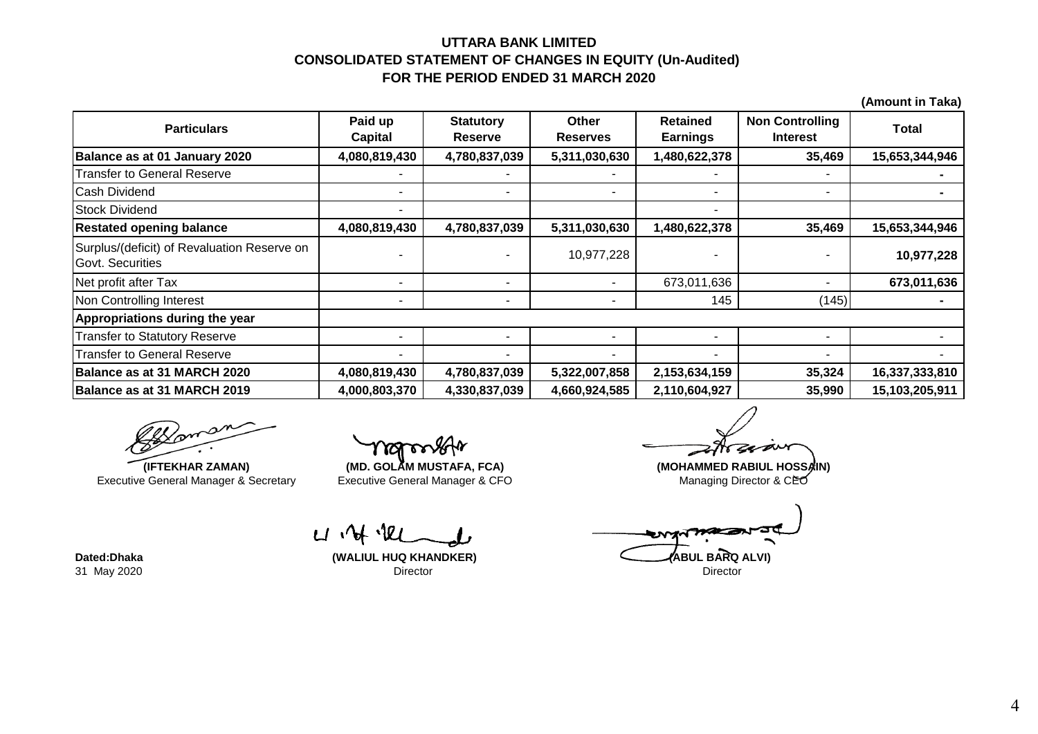# UTTARA BANK LIMITED
## CONSOLIDATED STATEMENT OF CHANGES IN EQUITY (Un-Audited)
## FOR THE PERIOD ENDED 31 MARCH 2020

(Amount in Taka)

| Particulars | Paid up Capital | Statutory Reserve | Other Reserves | Retained Earnings | Non Controlling Interest | Total |
|---|---|---|---|---|---|---|
| **Balance as at 01 January 2020** | **4,080,819,430** | **4,780,837,039** | **5,311,030,630** | **1,480,622,378** | **35,469** | **15,653,344,946** |
| Transfer to General Reserve | - | - | - | - | - | **-** |
| Cash Dividend | - | - | - | - | - | **-** |
| Stock Dividend | - | | | - | | |
| **Restated opening balance** | **4,080,819,430** | **4,780,837,039** | **5,311,030,630** | **1,480,622,378** | **35,469** | **15,653,344,946** |
| Surplus/(deficit) of Revaluation Reserve on Govt. Securities | - | - | 10,977,228 | - | - | **10,977,228** |
| Net profit after Tax | - | - | - | 673,011,636 | - | **673,011,636** |
| Non Controlling Interest | - | - | - | 145 | (145) | **-** |
| **Appropriations during the year** | | | | | | |
| Transfer to Statutory Reserve | - | - | - | - | - | - |
| Transfer to General Reserve | - | - | - | - | - | - |
| **Balance as at 31 MARCH 2020** | **4,080,819,430** | **4,780,837,039** | **5,322,007,858** | **2,153,634,159** | **35,324** | **16,337,333,810** |
| **Balance as at 31 MARCH 2019** | **4,000,803,370** | **4,330,837,039** | **4,660,924,585** | **2,110,604,927** | **35,990** | **15,103,205,911** |

**(IFTEKHAR ZAMAN)**
Executive General Manager & Secretary

**(MD. GOLAM MUSTAFA, FCA)**
Executive General Manager & CFO

**(MOHAMMED RABIUL HOSSAIN)**
Managing Director & CEO

**Dated:Dhaka**
31 May 2020

**(WALIUL HUQ KHANDKER)**
Director

**(ABUL BARQ ALVI)**
Director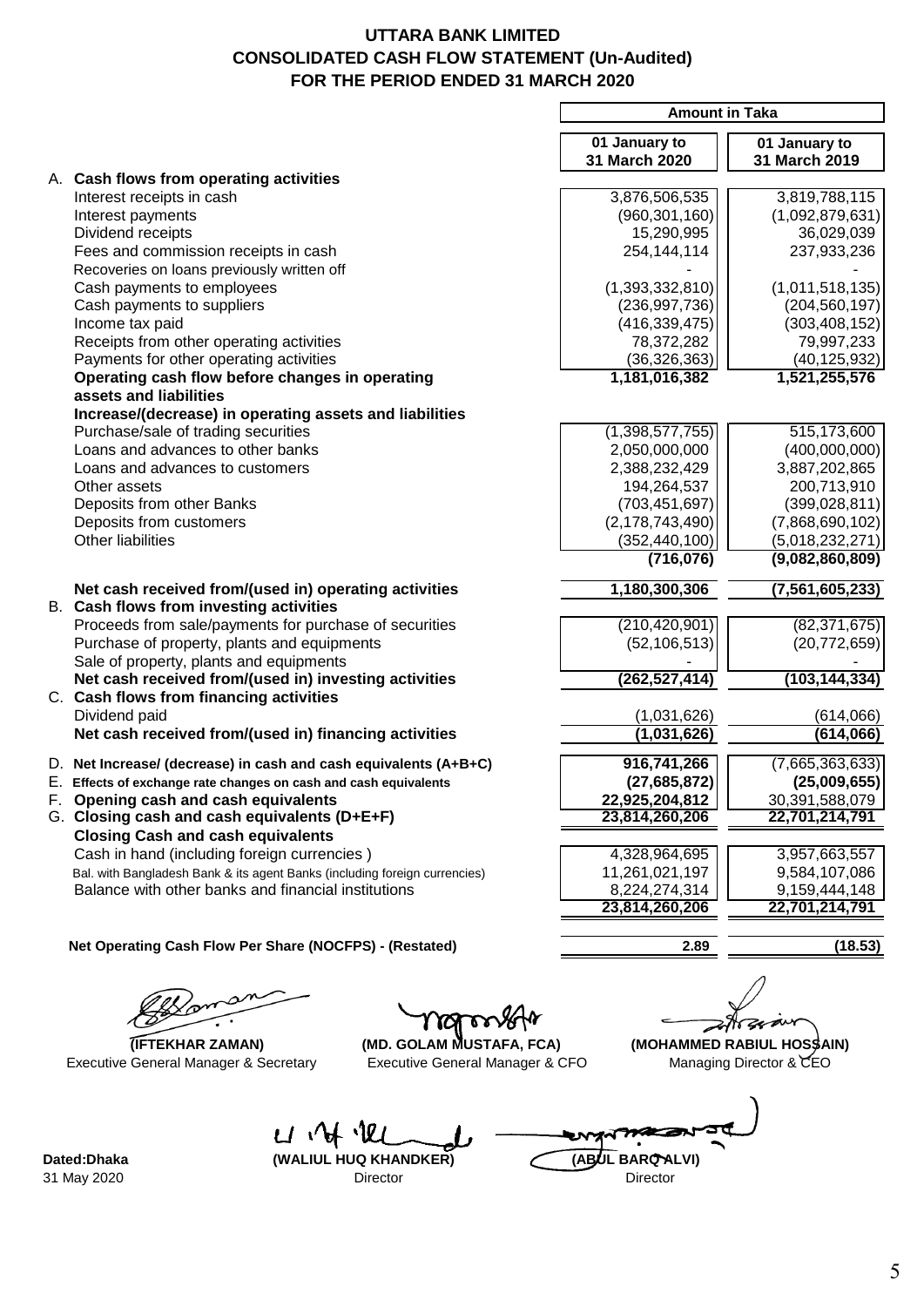# UTTARA BANK LIMITED
## CONSOLIDATED CASH FLOW STATEMENT (Un-Audited)
## FOR THE PERIOD ENDED 31 MARCH 2020

| | Amount in Taka | |
|---|---|---|
| | **01 January to 31 March 2020** | **01 January to 31 March 2019** |
| **A. Cash flows from operating activities** | | |
| Interest receipts in cash | 3,876,506,535 | 3,819,788,115 |
| Interest payments | (960,301,160) | (1,092,879,631) |
| Dividend receipts | 15,290,995 | 36,029,039 |
| Fees and commission receipts in cash | 254,144,114 | 237,933,236 |
| Recoveries on loans previously written off | - | - |
| Cash payments to employees | (1,393,332,810) | (1,011,518,135) |
| Cash payments to suppliers | (236,997,736) | (204,560,197) |
| Income tax paid | (416,339,475) | (303,408,152) |
| Receipts from other operating activities | 78,372,282 | 79,997,233 |
| Payments for other operating activities | (36,326,363) | (40,125,932) |
| **Operating cash flow before changes in operating assets and liabilities** | **1,181,016,382** | **1,521,255,576** |
| **Increase/(decrease) in operating assets and liabilities** | | |
| Purchase/sale of trading securities | (1,398,577,755) | 515,173,600 |
| Loans and advances to other banks | 2,050,000,000 | (400,000,000) |
| Loans and advances to customers | 2,388,232,429 | 3,887,202,865 |
| Other assets | 194,264,537 | 200,713,910 |
| Deposits from other Banks | (703,451,697) | (399,028,811) |
| Deposits from customers | (2,178,743,490) | (7,868,690,102) |
| Other liabilities | (352,440,100) | (5,018,232,271) |
| | **(716,076)** | **(9,082,860,809)** |
| **Net cash received from/(used in) operating activities** | **1,180,300,306** | **(7,561,605,233)** |
| **B. Cash flows from investing activities** | | |
| Proceeds from sale/payments for purchase of securities | (210,420,901) | (82,371,675) |
| Purchase of property, plants and equipments | (52,106,513) | (20,772,659) |
| Sale of property, plants and equipments | - | - |
| **Net cash received from/(used in) investing activities** | **(262,527,414)** | **(103,144,334)** |
| **C. Cash flows from financing activities** | | |
| Dividend paid | (1,031,626) | (614,066) |
| **Net cash received from/(used in) financing activities** | **(1,031,626)** | **(614,066)** |
| **D. Net Increase/ (decrease) in cash and cash equivalents (A+B+C)** | **916,741,266** | (7,665,363,633) |
| **E. Effects of exchange rate changes on cash and cash equivalents** | **(27,685,872)** | **(25,009,655)** |
| **F. Opening cash and cash equivalents** | **22,925,204,812** | 30,391,588,079 |
| **G. Closing cash and cash equivalents (D+E+F)** | **23,814,260,206** | **22,701,214,791** |
| **Closing Cash and cash equivalents** | | |
| Cash in hand (including foreign currencies ) | 4,328,964,695 | 3,957,663,557 |
| Bal. with Bangladesh Bank & its agent Banks (including foreign currencies) | 11,261,021,197 | 9,584,107,086 |
| Balance with other banks and financial institutions | 8,224,274,314 | 9,159,444,148 |
| | **23,814,260,206** | **22,701,214,791** |
| **Net Operating Cash Flow Per Share (NOCFPS) - (Restated)** | **2.89** | **(18.53)** |

**(IFTEKHAR ZAMAN)**
Executive General Manager & Secretary

**(MD. GOLAM MUSTAFA, FCA)**
Executive General Manager & CFO

**(MOHAMMED RABIUL HOSSAIN)**
Managing Director & CEO

**Dated:Dhaka**
31 May 2020

**(WALIUL HUQ KHANDKER)**
Director

**(ABUL BARQ ALVI)**
Director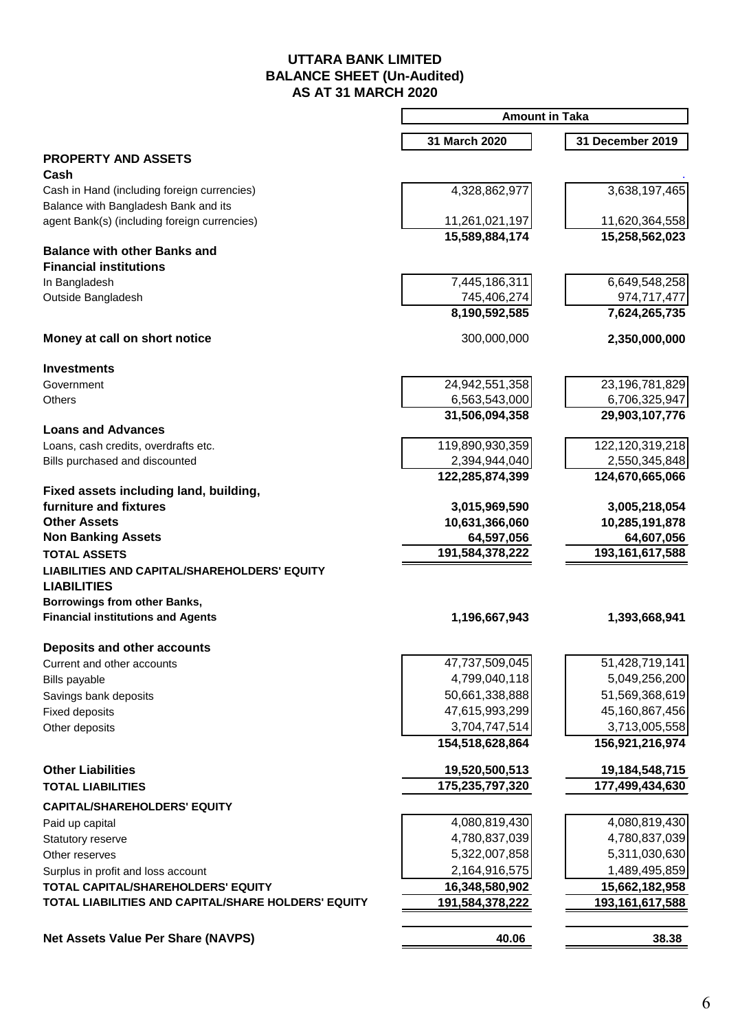# UTTARA BANK LIMITED
## BALANCE SHEET (Un-Audited)
## AS AT 31 MARCH 2020

| | Amount in Taka | |
|---|---|---|
| | **31 March 2020** | **31 December 2019** |
| **PROPERTY AND ASSETS** | | |
| **Cash** | | |
| Cash in Hand (including foreign currencies) | 4,328,862,977 | 3,638,197,465 |
| Balance with Bangladesh Bank and its agent Bank(s) (including foreign currencies) | 11,261,021,197 | 11,620,364,558 |
| | **15,589,884,174** | **15,258,562,023** |
| **Balance with other Banks and Financial institutions** | | |
| In Bangladesh | 7,445,186,311 | 6,649,548,258 |
| Outside Bangladesh | 745,406,274 | 974,717,477 |
| | **8,190,592,585** | **7,624,265,735** |
| **Money at call on short notice** | 300,000,000 | **2,350,000,000** |
| **Investments** | | |
| Government | 24,942,551,358 | 23,196,781,829 |
| Others | 6,563,543,000 | 6,706,325,947 |
| | **31,506,094,358** | **29,903,107,776** |
| **Loans and Advances** | | |
| Loans, cash credits, overdrafts etc. | 119,890,930,359 | 122,120,319,218 |
| Bills purchased and discounted | 2,394,944,040 | 2,550,345,848 |
| | **122,285,874,399** | **124,670,665,066** |
| **Fixed assets including land, building, furniture and fixtures** | **3,015,969,590** | **3,005,218,054** |
| **Other Assets** | **10,631,366,060** | **10,285,191,878** |
| **Non Banking Assets** | **64,597,056** | **64,607,056** |
| **TOTAL ASSETS** | **191,584,378,222** | **193,161,617,588** |
| **LIABILITIES AND CAPITAL/SHAREHOLDERS' EQUITY** | | |
| **LIABILITIES** | | |
| **Borrowings from other Banks, Financial institutions and Agents** | **1,196,667,943** | **1,393,668,941** |
| **Deposits and other accounts** | | |
| Current and other accounts | 47,737,509,045 | 51,428,719,141 |
| Bills payable | 4,799,040,118 | 5,049,256,200 |
| Savings bank deposits | 50,661,338,888 | 51,569,368,619 |
| Fixed deposits | 47,615,993,299 | 45,160,867,456 |
| Other deposits | 3,704,747,514 | 3,713,005,558 |
| | **154,518,628,864** | **156,921,216,974** |
| **Other Liabilities** | **19,520,500,513** | **19,184,548,715** |
| **TOTAL LIABILITIES** | **175,235,797,320** | **177,499,434,630** |
| **CAPITAL/SHAREHOLDERS' EQUITY** | | |
| Paid up capital | 4,080,819,430 | 4,080,819,430 |
| Statutory reserve | 4,780,837,039 | 4,780,837,039 |
| Other reserves | 5,322,007,858 | 5,311,030,630 |
| Surplus in profit and loss account | 2,164,916,575 | 1,489,495,859 |
| **TOTAL CAPITAL/SHAREHOLDERS' EQUITY** | **16,348,580,902** | **15,662,182,958** |
| **TOTAL LIABILITIES AND CAPITAL/SHARE HOLDERS' EQUITY** | **191,584,378,222** | **193,161,617,588** |
| **Net Assets Value Per Share (NAVPS)** | **40.06** | **38.38** |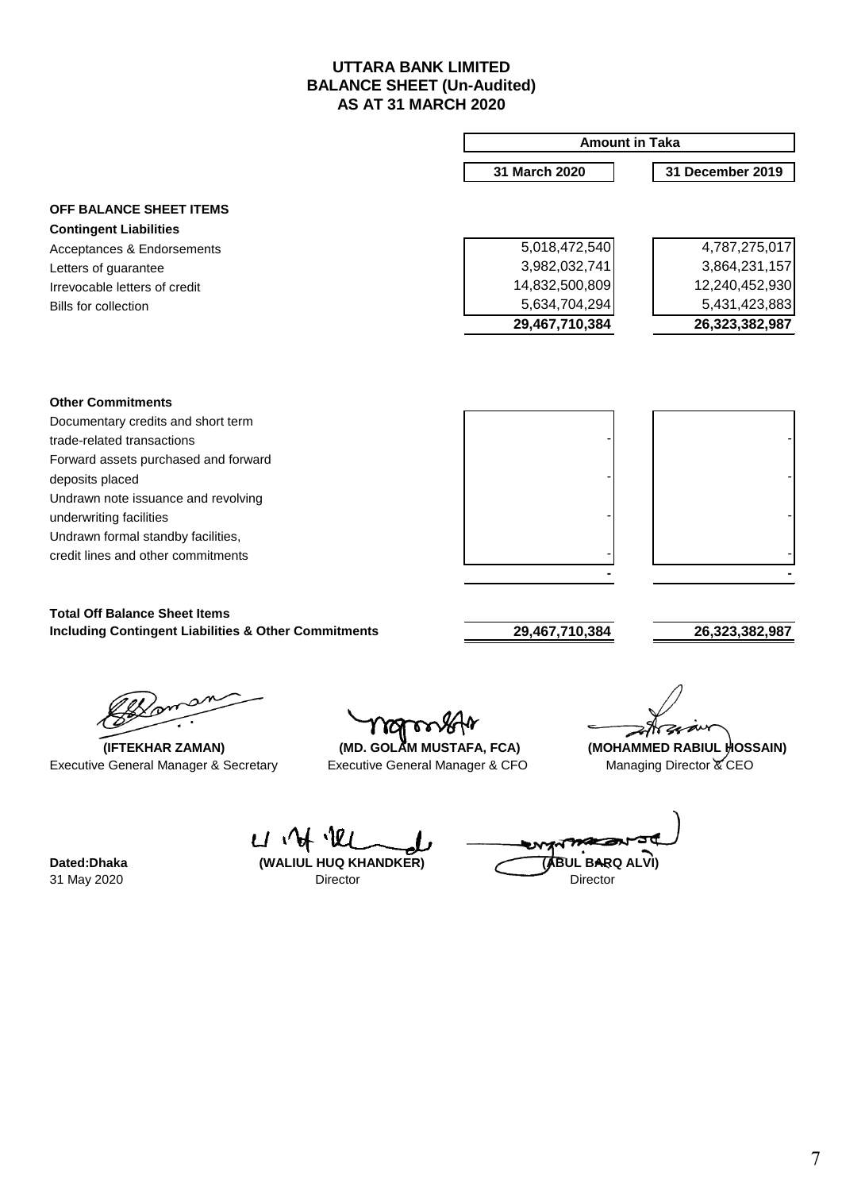# UTTARA BANK LIMITED
## BALANCE SHEET (Un-Audited)
## AS AT 31 MARCH 2020

| | Amount in Taka | |
|---|---|---|
| | **31 March 2020** | **31 December 2019** |
| **OFF BALANCE SHEET ITEMS** | | |
| **Contingent Liabilities** | | |
| Acceptances & Endorsements | 5,018,472,540 | 4,787,275,017 |
| Letters of guarantee | 3,982,032,741 | 3,864,231,157 |
| Irrevocable letters of credit | 14,832,500,809 | 12,240,452,930 |
| Bills for collection | 5,634,704,294 | 5,431,423,883 |
| | **29,467,710,384** | **26,323,382,987** |
| **Other Commitments** | | |
| Documentary credits and short term trade-related transactions | - | - |
| Forward assets purchased and forward deposits placed | - | - |
| Undrawn note issuance and revolving underwriting facilities | - | - |
| Undrawn formal standby facilities, credit lines and other commitments | - | - |
| | **-** | **-** |
| **Total Off Balance Sheet Items Including Contingent Liabilities & Other Commitments** | **29,467,710,384** | **26,323,382,987** |

| | | |
|---|---|---|
| **(IFTEKHAR ZAMAN)** | **(MD. GOLAM MUSTAFA, FCA)** | **(MOHAMMED RABIUL HOSSAIN)** |
| Executive General Manager & Secretary | Executive General Manager & CFO | Managing Director & CEO |

| | | |
|---|---|---|
| **Dated:Dhaka** | **(WALIUL HUQ KHANDKER)** | **(ABUL BARQ ALVI)** |
| 31 May 2020 | Director | Director |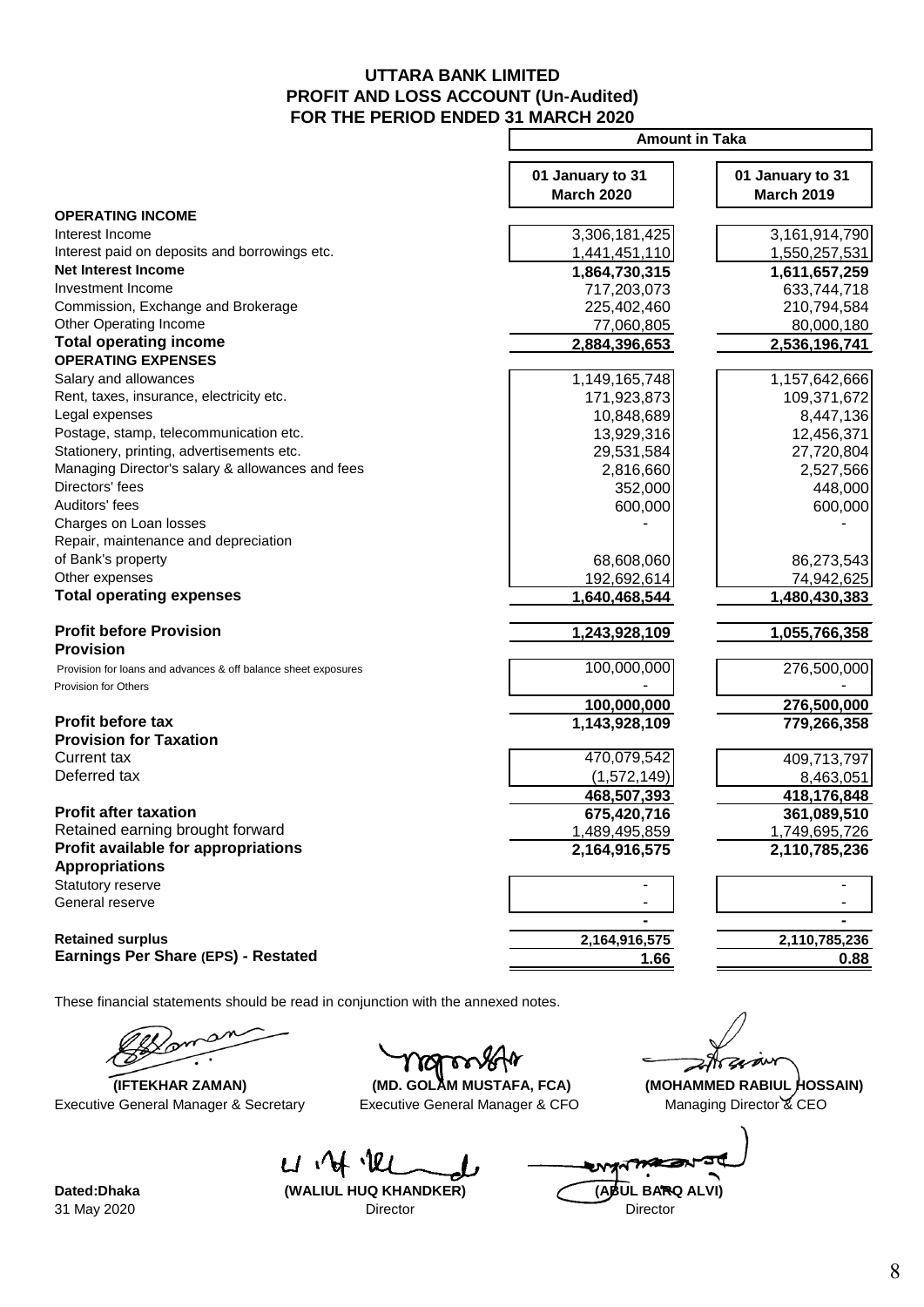# UTTARA BANK LIMITED
## PROFIT AND LOSS ACCOUNT (Un-Audited)
## FOR THE PERIOD ENDED 31 MARCH 2020

| | Amount in Taka | |
|---|---|---|
| | **01 January to 31 March 2020** | **01 January to 31 March 2019** |
| **OPERATING INCOME** | | |
| Interest Income | 3,306,181,425 | 3,161,914,790 |
| Interest paid on deposits and borrowings etc. | 1,441,451,110 | 1,550,257,531 |
| **Net Interest Income** | **1,864,730,315** | **1,611,657,259** |
| Investment Income | 717,203,073 | 633,744,718 |
| Commission, Exchange and Brokerage | 225,402,460 | 210,794,584 |
| Other Operating Income | 77,060,805 | 80,000,180 |
| **Total operating income** | **2,884,396,653** | **2,536,196,741** |
| **OPERATING EXPENSES** | | |
| Salary and allowances | 1,149,165,748 | 1,157,642,666 |
| Rent, taxes, insurance, electricity etc. | 171,923,873 | 109,371,672 |
| Legal expenses | 10,848,689 | 8,447,136 |
| Postage, stamp, telecommunication etc. | 13,929,316 | 12,456,371 |
| Stationery, printing, advertisements etc. | 29,531,584 | 27,720,804 |
| Managing Director's salary & allowances and fees | 2,816,660 | 2,527,566 |
| Directors' fees | 352,000 | 448,000 |
| Auditors' fees | 600,000 | 600,000 |
| Charges on Loan losses | - | - |
| Repair, maintenance and depreciation of Bank's property | 68,608,060 | 86,273,543 |
| Other expenses | 192,692,614 | 74,942,625 |
| **Total operating expenses** | **1,640,468,544** | **1,480,430,383** |
| **Profit before Provision** | **1,243,928,109** | **1,055,766,358** |
| **Provision** | | |
| Provision for loans and advances & off balance sheet exposures | 100,000,000 | 276,500,000 |
| Provision for Others | - | - |
| | **100,000,000** | **276,500,000** |
| **Profit before tax** | **1,143,928,109** | **779,266,358** |
| **Provision for Taxation** | | |
| Current tax | 470,079,542 | 409,713,797 |
| Deferred tax | (1,572,149) | 8,463,051 |
| | **468,507,393** | **418,176,848** |
| **Profit after taxation** | **675,420,716** | **361,089,510** |
| Retained earning brought forward | 1,489,495,859 | 1,749,695,726 |
| **Profit available for appropriations** | **2,164,916,575** | **2,110,785,236** |
| **Appropriations** | | |
| Statutory reserve | - | - |
| General reserve | - | - |
| | **-** | **-** |
| **Retained surplus** | **2,164,916,575** | **2,110,785,236** |
| **Earnings Per Share (EPS) - Restated** | **1.66** | **0.88** |

These financial statements should be read in conjunction with the annexed notes.

| | | |
|---|---|---|
| **(IFTEKHAR ZAMAN)** | **(MD. GOLAM MUSTAFA, FCA)** | **(MOHAMMED RABIUL HOSSAIN)** |
| Executive General Manager & Secretary | Executive General Manager & CFO | Managing Director & CEO |

**Dated:Dhaka**
31 May 2020

| | |
|---|---|
| **(WALIUL HUQ KHANDKER)** | **(ABUL BARQ ALVI)** |
| Director | Director |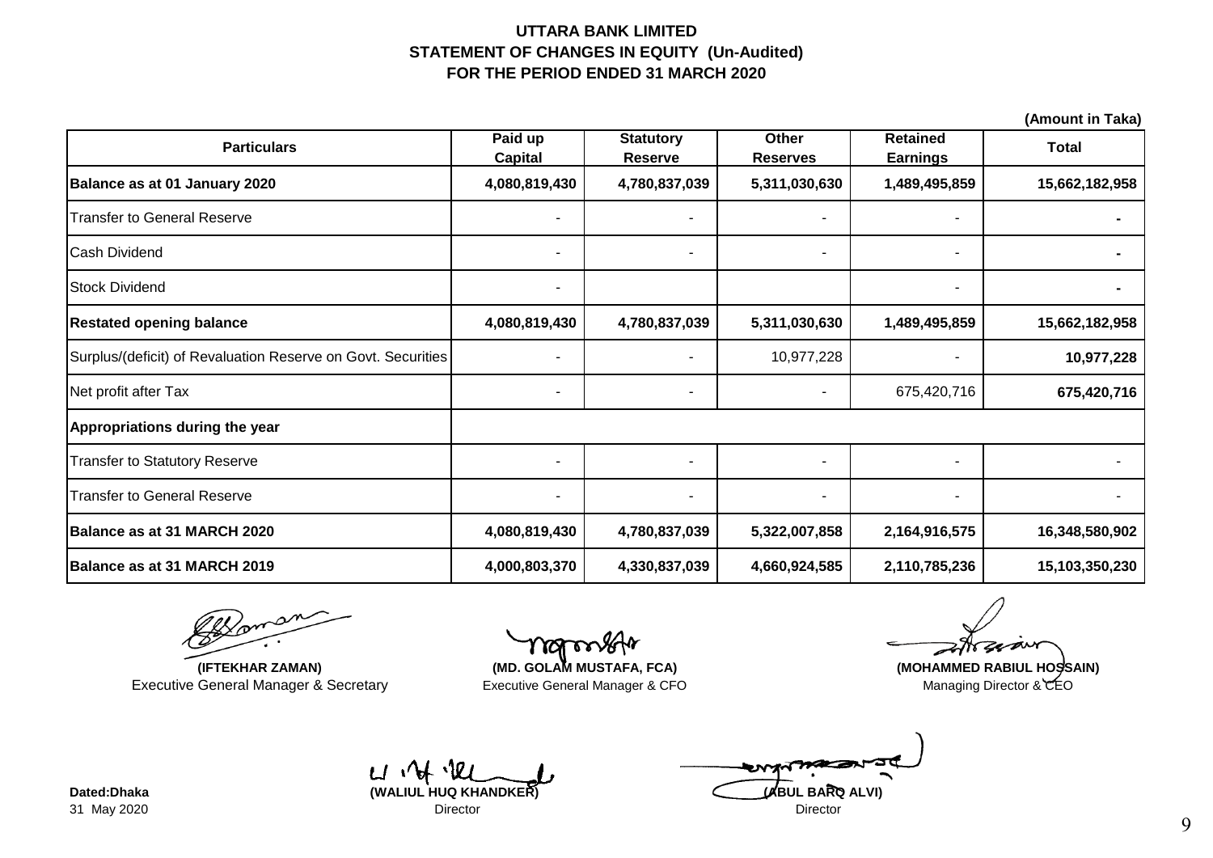# UTTARA BANK LIMITED
## STATEMENT OF CHANGES IN EQUITY (Un-Audited)
## FOR THE PERIOD ENDED 31 MARCH 2020

(Amount in Taka)

| Particulars | Paid up Capital | Statutory Reserve | Other Reserves | Retained Earnings | Total |
|---|---|---|---|---|---|
| **Balance as at 01 January 2020** | **4,080,819,430** | **4,780,837,039** | **5,311,030,630** | **1,489,495,859** | **15,662,182,958** |
| Transfer to General Reserve | - | - | - | - | **-** |
| Cash Dividend | - | - | - | - | **-** |
| Stock Dividend | - | | | - | **-** |
| **Restated opening balance** | **4,080,819,430** | **4,780,837,039** | **5,311,030,630** | **1,489,495,859** | **15,662,182,958** |
| Surplus/(deficit) of Revaluation Reserve on Govt. Securities | - | - | 10,977,228 | - | **10,977,228** |
| Net profit after Tax | - | - | - | 675,420,716 | **675,420,716** |
| **Appropriations during the year** | | | | | |
| Transfer to Statutory Reserve | - | - | - | - | - |
| Transfer to General Reserve | - | - | - | - | - |
| **Balance as at 31 MARCH 2020** | **4,080,819,430** | **4,780,837,039** | **5,322,007,858** | **2,164,916,575** | **16,348,580,902** |
| **Balance as at 31 MARCH 2019** | **4,000,803,370** | **4,330,837,039** | **4,660,924,585** | **2,110,785,236** | **15,103,350,230** |

**(IFTEKHAR ZAMAN)**
Executive General Manager & Secretary

**(MD. GOLAM MUSTAFA, FCA)**
Executive General Manager & CFO

**(MOHAMMED RABIUL HOSSAIN)**
Managing Director & CEO

**Dated:Dhaka**
31 May 2020

**(WALIUL HUQ KHANDKER)**
Director

**(ABUL BARQ ALVI)**
Director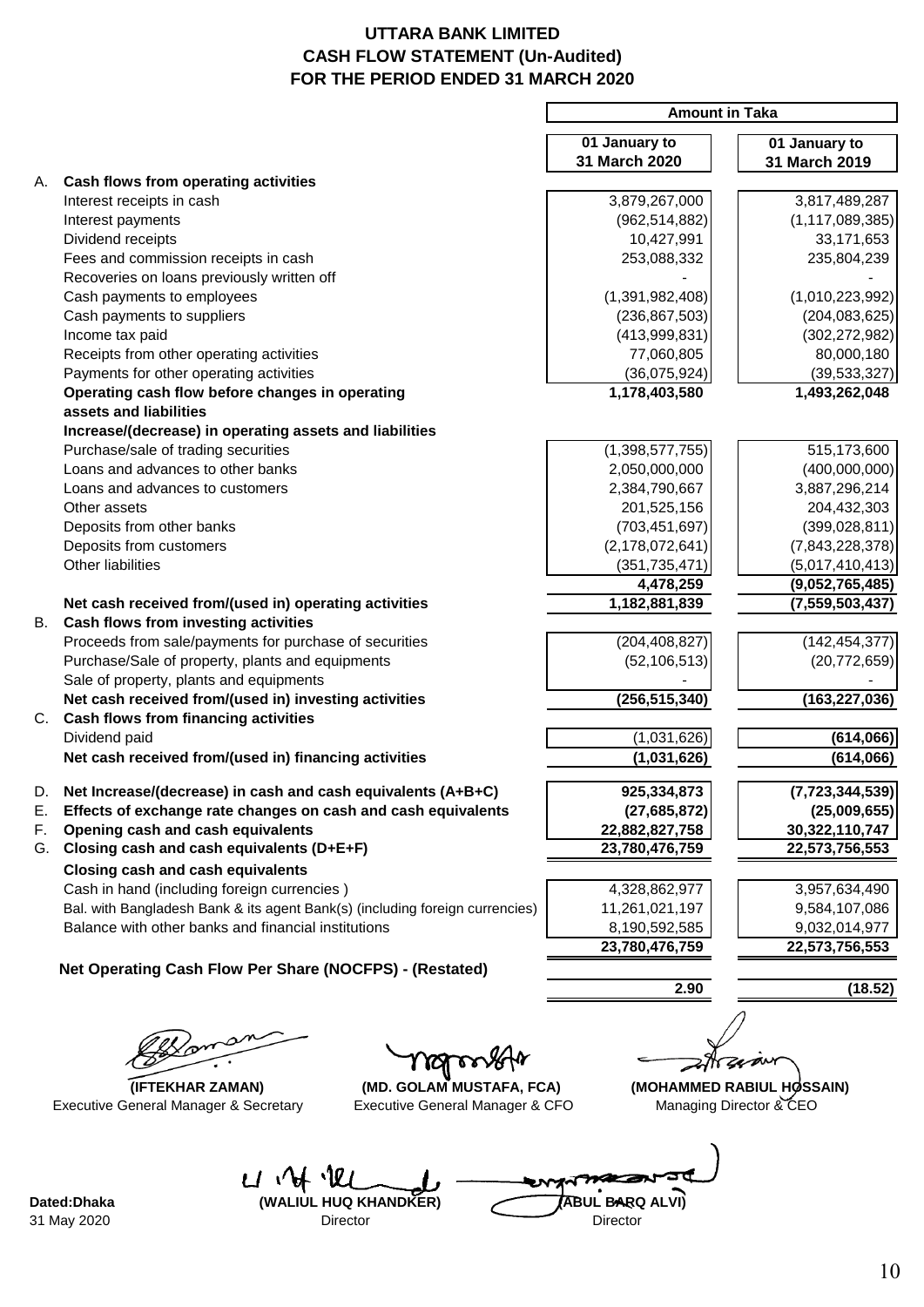# UTTARA BANK LIMITED
## CASH FLOW STATEMENT (Un-Audited)
## FOR THE PERIOD ENDED 31 MARCH 2020

| | | Amount in Taka | |
|---|---|---|---|
| | | **01 January to 31 March 2020** | **01 January to 31 March 2019** |
| **A.** | **Cash flows from operating activities** | | |
| | Interest receipts in cash | 3,879,267,000 | 3,817,489,287 |
| | Interest payments | (962,514,882) | (1,117,089,385) |
| | Dividend receipts | 10,427,991 | 33,171,653 |
| | Fees and commission receipts in cash | 253,088,332 | 235,804,239 |
| | Recoveries on loans previously written off | - | - |
| | Cash payments to employees | (1,391,982,408) | (1,010,223,992) |
| | Cash payments to suppliers | (236,867,503) | (204,083,625) |
| | Income tax paid | (413,999,831) | (302,272,982) |
| | Receipts from other operating activities | 77,060,805 | 80,000,180 |
| | Payments for other operating activities | (36,075,924) | (39,533,327) |
| | **Operating cash flow before changes in operating assets and liabilities** | **1,178,403,580** | **1,493,262,048** |
| | **Increase/(decrease) in operating assets and liabilities** | | |
| | Purchase/sale of trading securities | (1,398,577,755) | 515,173,600 |
| | Loans and advances to other banks | 2,050,000,000 | (400,000,000) |
| | Loans and advances to customers | 2,384,790,667 | 3,887,296,214 |
| | Other assets | 201,525,156 | 204,432,303 |
| | Deposits from other banks | (703,451,697) | (399,028,811) |
| | Deposits from customers | (2,178,072,641) | (7,843,228,378) |
| | Other liabilities | (351,735,471) | (5,017,410,413) |
| | | **4,478,259** | **(9,052,765,485)** |
| | **Net cash received from/(used in) operating activities** | **1,182,881,839** | **(7,559,503,437)** |
| **B.** | **Cash flows from investing activities** | | |
| | Proceeds from sale/payments for purchase of securities | (204,408,827) | (142,454,377) |
| | Purchase/Sale of property, plants and equipments | (52,106,513) | (20,772,659) |
| | Sale of property, plants and equipments | - | - |
| | **Net cash received from/(used in) investing activities** | **(256,515,340)** | **(163,227,036)** |
| **C.** | **Cash flows from financing activities** | | |
| | Dividend paid | (1,031,626) | **(614,066)** |
| | **Net cash received from/(used in) financing activities** | **(1,031,626)** | **(614,066)** |
| **D.** | **Net Increase/(decrease) in cash and cash equivalents (A+B+C)** | **925,334,873** | **(7,723,344,539)** |
| **E.** | **Effects of exchange rate changes on cash and cash equivalents** | **(27,685,872)** | **(25,009,655)** |
| **F.** | **Opening cash and cash equivalents** | **22,882,827,758** | **30,322,110,747** |
| **G.** | **Closing cash and cash equivalents (D+E+F)** | **23,780,476,759** | **22,573,756,553** |
| | **Closing cash and cash equivalents** | | |
| | Cash in hand (including foreign currencies ) | 4,328,862,977 | 3,957,634,490 |
| | Bal. with Bangladesh Bank & its agent Bank(s) (including foreign currencies) | 11,261,021,197 | 9,584,107,086 |
| | Balance with other banks and financial institutions | 8,190,592,585 | 9,032,014,977 |
| | | **23,780,476,759** | **22,573,756,553** |
| | **Net Operating Cash Flow Per Share (NOCFPS) - (Restated)** | **2.90** | **(18.52)** |

**(IFTEKHAR ZAMAN)**
Executive General Manager & Secretary

**(MD. GOLAM MUSTAFA, FCA)**
Executive General Manager & CFO

**(MOHAMMED RABIUL HOSSAIN)**
Managing Director & CEO

**Dated:Dhaka**
31 May 2020

**(WALIUL HUQ KHANDKER)**
Director

**(ABUL BARQ ALVI)**
Director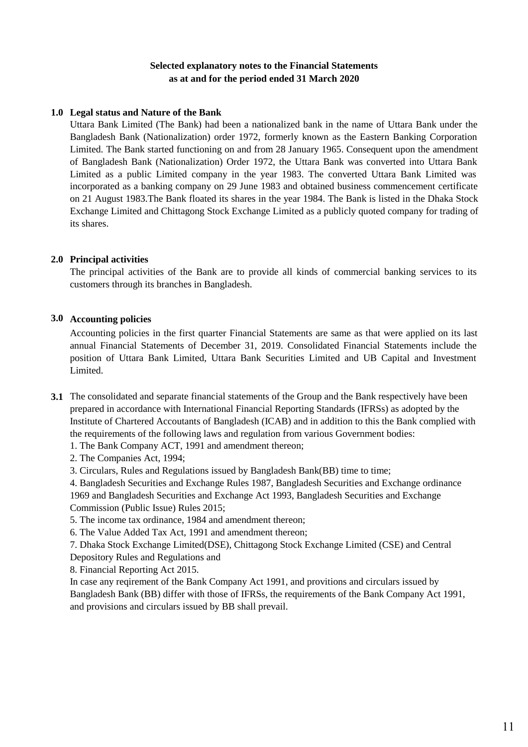**Selected explanatory notes to the Financial Statements**
**as at and for the period ended 31 March 2020**

### 1.0 Legal status and Nature of the Bank

Uttara Bank Limited (The Bank) had been a nationalized bank in the name of Uttara Bank under the Bangladesh Bank (Nationalization) order 1972, formerly known as the Eastern Banking Corporation Limited. The Bank started functioning on and from 28 January 1965. Consequent upon the amendment of Bangladesh Bank (Nationalization) Order 1972, the Uttara Bank was converted into Uttara Bank Limited as a public Limited company in the year 1983. The converted Uttara Bank Limited was incorporated as a banking company on 29 June 1983 and obtained business commencement certificate on 21 August 1983.The Bank floated its shares in the year 1984. The Bank is listed in the Dhaka Stock Exchange Limited and Chittagong Stock Exchange Limited as a publicly quoted company for trading of its shares.

### 2.0 Principal activities

The principal activities of the Bank are to provide all kinds of commercial banking services to its customers through its branches in Bangladesh.

### 3.0 Accounting policies

Accounting policies in the first quarter Financial Statements are same as that were applied on its last annual Financial Statements of December 31, 2019. Consolidated Financial Statements include the position of Uttara Bank Limited, Uttara Bank Securities Limited and UB Capital and Investment Limited.

**3.1** The consolidated and separate financial statements of the Group and the Bank respectively have been prepared in accordance with International Financial Reporting Standards (IFRSs) as adopted by the Institute of Chartered Accoutants of Bangladesh (ICAB) and in addition to this the Bank complied with the requirements of the following laws and regulation from various Government bodies:

1. The Bank Company ACT, 1991 and amendment thereon;
2. The Companies Act, 1994;
3. Circulars, Rules and Regulations issued by Bangladesh Bank(BB) time to time;
4. Bangladesh Securities and Exchange Rules 1987, Bangladesh Securities and Exchange ordinance 1969 and Bangladesh Securities and Exchange Act 1993, Bangladesh Securities and Exchange Commission (Public Issue) Rules 2015;
5. The income tax ordinance, 1984 and amendment thereon;
6. The Value Added Tax Act, 1991 and amendment thereon;
7. Dhaka Stock Exchange Limited(DSE), Chittagong Stock Exchange Limited (CSE) and Central Depository Rules and Regulations and
8. Financial Reporting Act 2015.

In case any reqirement of the Bank Company Act 1991, and provitions and circulars issued by Bangladesh Bank (BB) differ with those of IFRSs, the requirements of the Bank Company Act 1991, and provisions and circulars issued by BB shall prevail.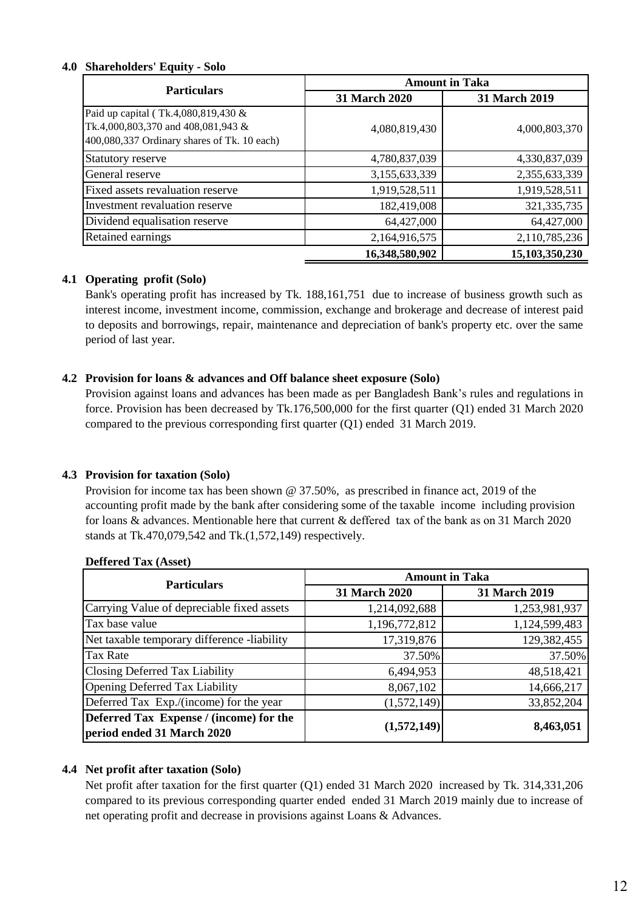### 4.0 Shareholders' Equity - Solo

| Particulars | Amount in Taka | |
|---|---|---|
| | 31 March 2020 | 31 March 2019 |
| Paid up capital ( Tk.4,080,819,430 & Tk.4,000,803,370 and 408,081,943 & 400,080,337 Ordinary shares of Tk. 10 each) | 4,080,819,430 | 4,000,803,370 |
| Statutory reserve | 4,780,837,039 | 4,330,837,039 |
| General reserve | 3,155,633,339 | 2,355,633,339 |
| Fixed assets revaluation reserve | 1,919,528,511 | 1,919,528,511 |
| Investment revaluation reserve | 182,419,008 | 321,335,735 |
| Dividend equalisation reserve | 64,427,000 | 64,427,000 |
| Retained earnings | 2,164,916,575 | 2,110,785,236 |
| | **16,348,580,902** | **15,103,350,230** |

### 4.1 Operating profit (Solo)

Bank's operating profit has increased by Tk. 188,161,751 due to increase of business growth such as interest income, investment income, commission, exchange and brokerage and decrease of interest paid to deposits and borrowings, repair, maintenance and depreciation of bank's property etc. over the same period of last year.

### 4.2 Provision for loans & advances and Off balance sheet exposure (Solo)

Provision against loans and advances has been made as per Bangladesh Bank's rules and regulations in force. Provision has been decreased by Tk.176,500,000 for the first quarter (Q1) ended 31 March 2020 compared to the previous corresponding first quarter (Q1) ended 31 March 2019.

### 4.3 Provision for taxation (Solo)

Provision for income tax has been shown @ 37.50%, as prescribed in finance act, 2019 of the accounting profit made by the bank after considering some of the taxable income including provision for loans & advances. Mentionable here that current & deffered tax of the bank as on 31 March 2020 stands at Tk.470,079,542 and Tk.(1,572,149) respectively.

**Deffered Tax (Asset)**

| Particulars | Amount in Taka | |
|---|---|---|
| | 31 March 2020 | 31 March 2019 |
| Carrying Value of depreciable fixed assets | 1,214,092,688 | 1,253,981,937 |
| Tax base value | 1,196,772,812 | 1,124,599,483 |
| Net taxable temporary difference -liability | 17,319,876 | 129,382,455 |
| Tax Rate | 37.50% | 37.50% |
| Closing Deferred Tax Liability | 6,494,953 | 48,518,421 |
| Opening Deferred Tax Liability | 8,067,102 | 14,666,217 |
| Deferred Tax Exp./(income) for the year | (1,572,149) | 33,852,204 |
| **Deferred Tax Expense / (income) for the period ended 31 March 2020** | **(1,572,149)** | **8,463,051** |

### 4.4 Net profit after taxation (Solo)

Net profit after taxation for the first quarter (Q1) ended 31 March 2020 increased by Tk. 314,331,206 compared to its previous corresponding quarter ended ended 31 March 2019 mainly due to increase of net operating profit and decrease in provisions against Loans & Advances.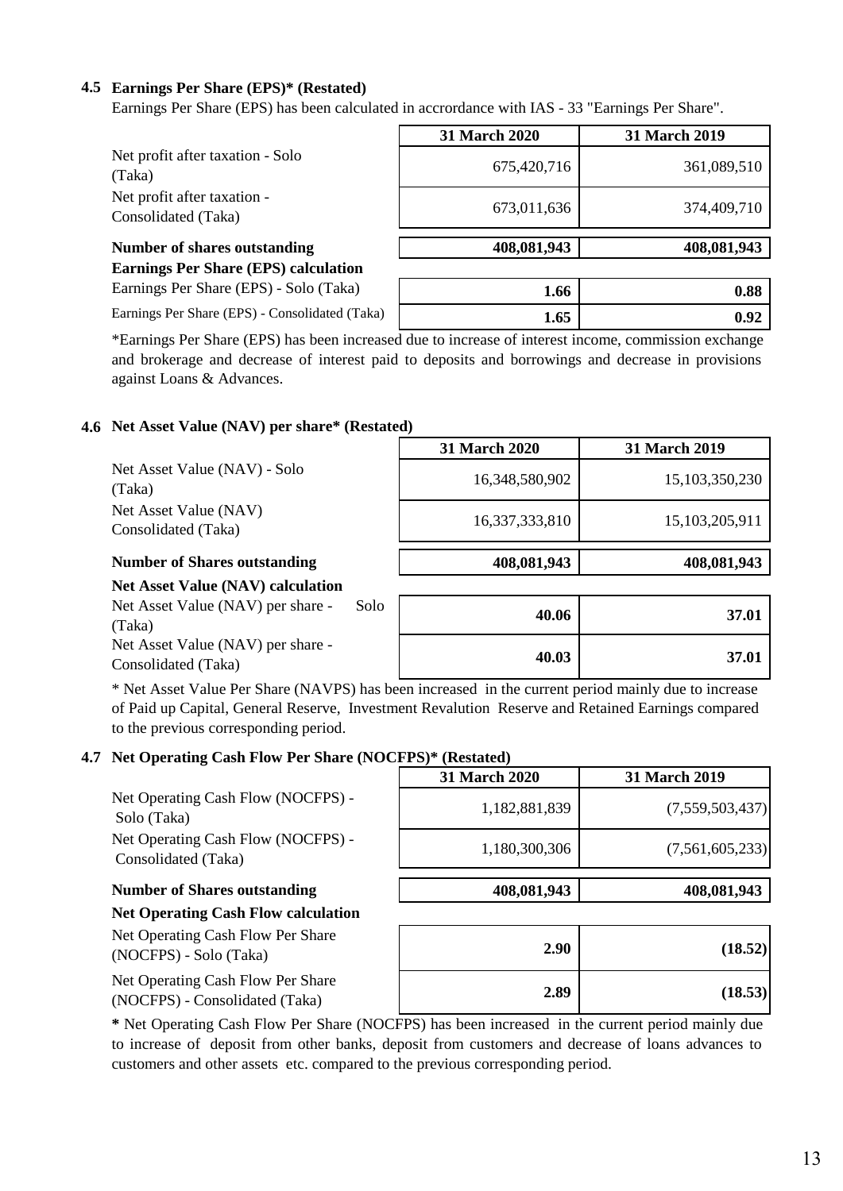### 4.5 Earnings Per Share (EPS)* (Restated)

Earnings Per Share (EPS) has been calculated in accrordance with IAS - 33 "Earnings Per Share".

| | 31 March 2020 | 31 March 2019 |
|---|---|---|
| Net profit after taxation - Solo (Taka) | 675,420,716 | 361,089,510 |
| Net profit after taxation - Consolidated (Taka) | 673,011,636 | 374,409,710 |
| **Number of shares outstanding** | **408,081,943** | **408,081,943** |
| **Earnings Per Share (EPS) calculation** | | |
| Earnings Per Share (EPS) - Solo (Taka) | **1.66** | **0.88** |
| Earnings Per Share (EPS) - Consolidated (Taka) | **1.65** | **0.92** |

*Earnings Per Share (EPS) has been increased due to increase of interest income, commission exchange and brokerage and decrease of interest paid to deposits and borrowings and decrease in provisions against Loans & Advances.

### 4.6 Net Asset Value (NAV) per share* (Restated)

| | 31 March 2020 | 31 March 2019 |
|---|---|---|
| Net Asset Value (NAV) - Solo (Taka) | 16,348,580,902 | 15,103,350,230 |
| Net Asset Value (NAV) Consolidated (Taka) | 16,337,333,810 | 15,103,205,911 |
| **Number of Shares outstanding** | **408,081,943** | **408,081,943** |
| **Net Asset Value (NAV) calculation** | | |
| Net Asset Value (NAV) per share - Solo (Taka) | **40.06** | **37.01** |
| Net Asset Value (NAV) per share - Consolidated (Taka) | **40.03** | **37.01** |

* Net Asset Value Per Share (NAVPS) has been increased in the current period mainly due to increase of Paid up Capital, General Reserve, Investment Revalution Reserve and Retained Earnings compared to the previous corresponding period.

### 4.7 Net Operating Cash Flow Per Share (NOCFPS)* (Restated)

| | 31 March 2020 | 31 March 2019 |
|---|---|---|
| Net Operating Cash Flow (NOCFPS) - Solo (Taka) | 1,182,881,839 | (7,559,503,437) |
| Net Operating Cash Flow (NOCFPS) - Consolidated (Taka) | 1,180,300,306 | (7,561,605,233) |
| **Number of Shares outstanding** | **408,081,943** | **408,081,943** |
| **Net Operating Cash Flow calculation** | | |
| Net Operating Cash Flow Per Share (NOCFPS) - Solo (Taka) | **2.90** | **(18.52)** |
| Net Operating Cash Flow Per Share (NOCFPS) - Consolidated (Taka) | **2.89** | **(18.53)** |

**\*** Net Operating Cash Flow Per Share (NOCFPS) has been increased in the current period mainly due to increase of deposit from other banks, deposit from customers and decrease of loans advances to customers and other assets etc. compared to the previous corresponding period.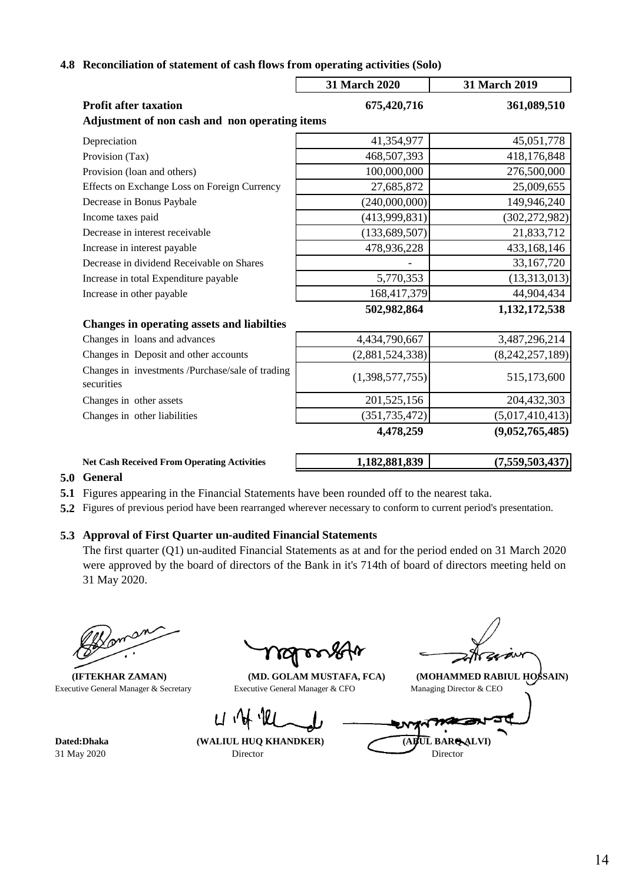### 4.8 Reconciliation of statement of cash flows from operating activities (Solo)

| | 31 March 2020 | 31 March 2019 |
|---|---|---|
| **Profit after taxation** | **675,420,716** | **361,089,510** |
| **Adjustment of non cash and non operating items** | | |
| Depreciation | 41,354,977 | 45,051,778 |
| Provision (Tax) | 468,507,393 | 418,176,848 |
| Provision (loan and others) | 100,000,000 | 276,500,000 |
| Effects on Exchange Loss on Foreign Currency | 27,685,872 | 25,009,655 |
| Decrease in Bonus Paybale | (240,000,000) | 149,946,240 |
| Income taxes paid | (413,999,831) | (302,272,982) |
| Decrease in interest receivable | (133,689,507) | 21,833,712 |
| Increase in interest payable | 478,936,228 | 433,168,146 |
| Decrease in dividend Receivable on Shares | - | 33,167,720 |
| Increase in total Expenditure payable | 5,770,353 | (13,313,013) |
| Increase in other payable | 168,417,379 | 44,904,434 |
| | **502,982,864** | **1,132,172,538** |
| **Changes in operating assets and liabilties** | | |
| Changes in loans and advances | 4,434,790,667 | 3,487,296,214 |
| Changes in Deposit and other accounts | (2,881,524,338) | (8,242,257,189) |
| Changes in investments /Purchase/sale of trading securities | (1,398,577,755) | 515,173,600 |
| Changes in other assets | 201,525,156 | 204,432,303 |
| Changes in other liabilities | (351,735,472) | (5,017,410,413) |
| | **4,478,259** | **(9,052,765,485)** |
| **Net Cash Received From Operating Activities** | **1,182,881,839** | **(7,559,503,437)** |

## 5.0 General

**5.1** Figures appearing in the Financial Statements have been rounded off to the nearest taka.

**5.2** Figures of previous period have been rearranged wherever necessary to conform to current period's presentation.

### 5.3 Approval of First Quarter un-audited Financial Statements

The first quarter (Q1) un-audited Financial Statements as at and for the period ended on 31 March 2020 were approved by the board of directors of the Bank in it's 714th of board of directors meeting held on 31 May 2020.

**(IFTEKHAR ZAMAN)**
Executive General Manager & Secretary

**(MD. GOLAM MUSTAFA, FCA)**
Executive General Manager & CFO

**(MOHAMMED RABIUL HOSSAIN)**
Managing Director & CEO

**Dated:Dhaka**
31 May 2020

**(WALIUL HUQ KHANDKER)**
Director

**(ABUL BARQ ALVI)**
Director